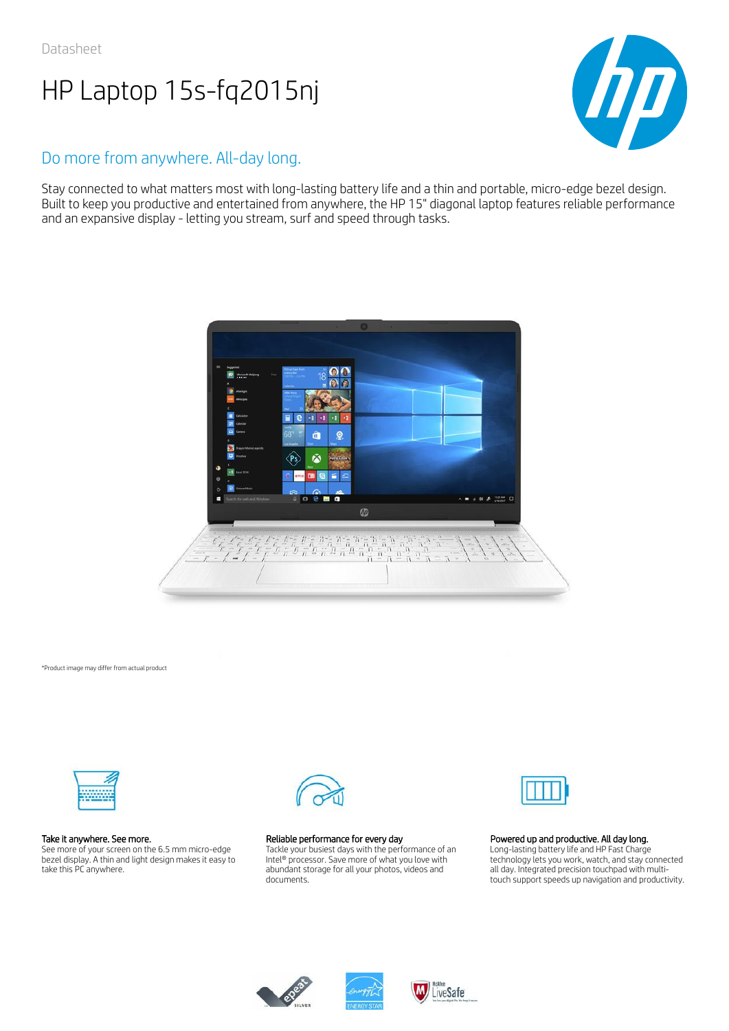Datasheet

# HP Laptop 15s-fq2015nj

## Do more from anywhere. All-day long.

Stay connected to what matters most with long-lasting battery life and a thin and portable, micro-edge bezel design. Built to keep you productive and entertained from anywhere, the HP 15" diagonal laptop features reliable performance and an expansive display - letting you stream, surf and speed through tasks.

*Product image may differ from actual product

**Take it anywhere. See more.**
See more of your screen on the 6.5 mm micro-edge bezel display. A thin and light design makes it easy to take this PC anywhere.

**Reliable performance for every day**
Tackle your busiest days with the performance of an Intel® processor. Save more of what you love with abundant storage for all your photos, videos and documents.

**Powered up and productive. All day long.**
Long-lasting battery life and HP Fast Charge technology lets you work, watch, and stay connected all day. Integrated precision touchpad with multi-touch support speeds up navigation and productivity.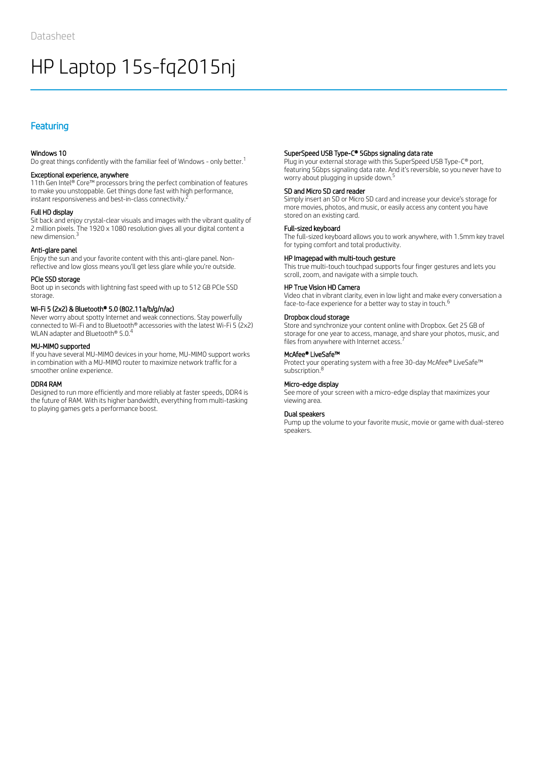Datasheet

# HP Laptop 15s-fq2015nj

## Featuring

### Windows 10

Do great things confidently with the familiar feel of Windows - only better.[1]

### Exceptional experience, anywhere

11th Gen Intel® Core™ processors bring the perfect combination of features to make you unstoppable. Get things done fast with high performance, instant responsiveness and best-in-class connectivity.[2]

### Full HD display

Sit back and enjoy crystal-clear visuals and images with the vibrant quality of 2 million pixels. The 1920 x 1080 resolution gives all your digital content a new dimension.[3]

### Anti-glare panel

Enjoy the sun and your favorite content with this anti-glare panel. Non-reflective and low gloss means you'll get less glare while you're outside.

### PCIe SSD storage

Boot up in seconds with lightning fast speed with up to 512 GB PCIe SSD storage.

### Wi-Fi 5 (2x2) & Bluetooth® 5.0 (802.11a/b/g/n/ac)

Never worry about spotty Internet and weak connections. Stay powerfully connected to Wi-Fi and to Bluetooth® accessories with the latest Wi-Fi 5 (2x2) WLAN adapter and Bluetooth® 5.0.[4]

### MU-MIMO supported

If you have several MU-MIMO devices in your home, MU-MIMO support works in combination with a MU-MIMO router to maximize network traffic for a smoother online experience.

### DDR4 RAM

Designed to run more efficiently and more reliably at faster speeds, DDR4 is the future of RAM. With its higher bandwidth, everything from multi-tasking to playing games gets a performance boost.

### SuperSpeed USB Type-C® 5Gbps signaling data rate

Plug in your external storage with this SuperSpeed USB Type-C® port, featuring 5Gbps signaling data rate. And it's reversible, so you never have to worry about plugging in upside down.[5]

### SD and Micro SD card reader

Simply insert an SD or Micro SD card and increase your device's storage for more movies, photos, and music, or easily access any content you have stored on an existing card.

### Full-sized keyboard

The full-sized keyboard allows you to work anywhere, with 1.5mm key travel for typing comfort and total productivity.

### HP Imagepad with multi-touch gesture

This true multi-touch touchpad supports four finger gestures and lets you scroll, zoom, and navigate with a simple touch.

### HP True Vision HD Camera

Video chat in vibrant clarity, even in low light and make every conversation a face-to-face experience for a better way to stay in touch.[6]

### Dropbox cloud storage

Store and synchronize your content online with Dropbox. Get 25 GB of storage for one year to access, manage, and share your photos, music, and files from anywhere with Internet access.[7]

### McAfee® LiveSafe™

Protect your operating system with a free 30-day McAfee® LiveSafe™ subscription.[8]

### Micro-edge display

See more of your screen with a micro-edge display that maximizes your viewing area.

### Dual speakers

Pump up the volume to your favorite music, movie or game with dual-stereo speakers.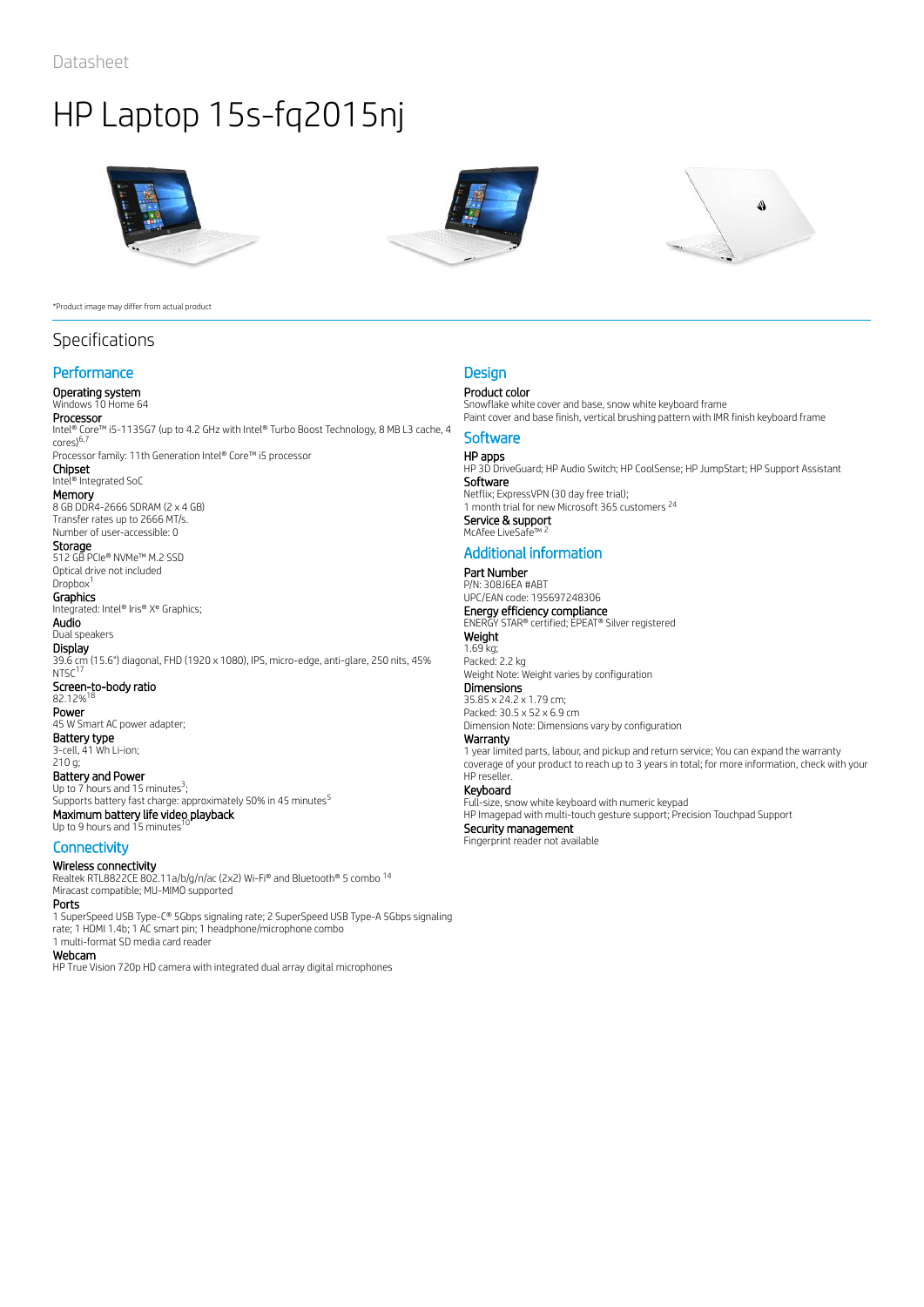Datasheet

# HP Laptop 15s-fq2015nj

*Product image may differ from actual product

## Specifications

### Performance

**Operating system**
Windows 10 Home 64

**Processor**
Intel® Core™ i5-1135G7 (up to 4.2 GHz with Intel® Turbo Boost Technology, 8 MB L3 cache, 4 cores)[6,7]
Processor family: 11th Generation Intel® Core™ i5 processor

**Chipset**
Intel® Integrated SoC

**Memory**
8 GB DDR4-2666 SDRAM (2 x 4 GB)
Transfer rates up to 2666 MT/s.
Number of user-accessible: 0

**Storage**
512 GB PCIe® NVMe™ M.2 SSD
Optical drive not included
Dropbox[1]

**Graphics**
Integrated: Intel® Iris® Xᵉ Graphics;

**Audio**
Dual speakers

**Display**
39.6 cm (15.6") diagonal, FHD (1920 x 1080), IPS, micro-edge, anti-glare, 250 nits, 45% NTSC[17]

**Screen-to-body ratio**
82.12%[18]

**Power**
45 W Smart AC power adapter;

**Battery type**
3-cell, 41 Wh Li-ion;
210 g;

**Battery and Power**
Up to 7 hours and 15 minutes[3];
Supports battery fast charge: approximately 50% in 45 minutes[5]

**Maximum battery life video playback**
Up to 9 hours and 15 minutes[16]

### Connectivity

**Wireless connectivity**
Realtek RTL8822CE 802.11a/b/g/n/ac (2x2) Wi-Fi® and Bluetooth® 5 combo [14]
Miracast compatible; MU-MIMO supported

**Ports**
1 SuperSpeed USB Type-C® 5Gbps signaling rate; 2 SuperSpeed USB Type-A 5Gbps signaling rate; 1 HDMI 1.4b; 1 AC smart pin; 1 headphone/microphone combo
1 multi-format SD media card reader

**Webcam**
HP True Vision 720p HD camera with integrated dual array digital microphones

### Design

**Product color**
Snowflake white cover and base, snow white keyboard frame
Paint cover and base finish, vertical brushing pattern with IMR finish keyboard frame

### Software

**HP apps**
HP 3D DriveGuard; HP Audio Switch; HP CoolSense; HP JumpStart; HP Support Assistant

**Software**
Netflix; ExpressVPN (30 day free trial);
1 month trial for new Microsoft 365 customers [24]

**Service & support**
McAfee LiveSafe™ [2]

### Additional information

**Part Number**
P/N: 308J6EA #ABT
UPC/EAN code: 195697248306

**Energy efficiency compliance**
ENERGY STAR® certified; EPEAT® Silver registered

**Weight**
1.69 kg;
Packed: 2.2 kg
Weight Note: Weight varies by configuration

**Dimensions**
35.85 x 24.2 x 1.79 cm;
Packed: 30.5 x 52 x 6.9 cm
Dimension Note: Dimensions vary by configuration

**Warranty**
1 year limited parts, labour, and pickup and return service; You can expand the warranty coverage of your product to reach up to 3 years in total; for more information, check with your HP reseller.

**Keyboard**
Full-size, snow white keyboard with numeric keypad
HP Imagepad with multi-touch gesture support; Precision Touchpad Support

**Security management**
Fingerprint reader not available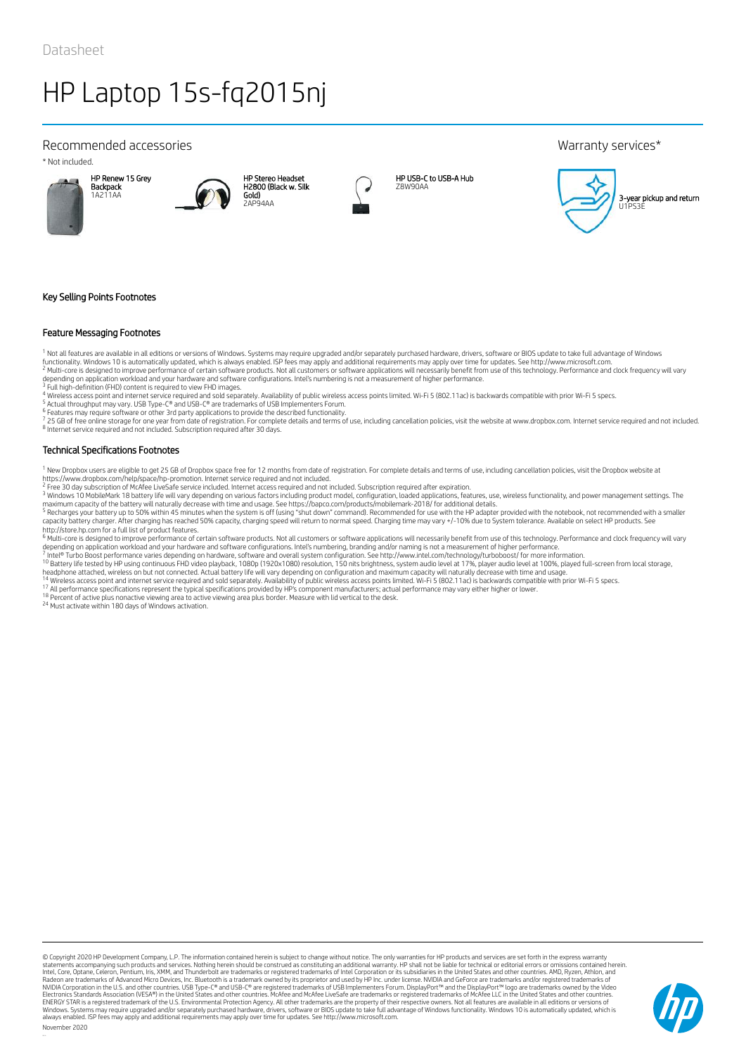Datasheet

# HP Laptop 15s-fq2015nj

## Recommended accessories

\* Not included.

**HP Renew 15 Grey Backpack**
1A211AA

**HP Stereo Headset H2800 (Black w. Silk Gold)**
2AP94AA

**HP USB-C to USB-A Hub**
Z8W90AA

## Warranty services*

**3-year pickup and return**
U1PS3E

### Key Selling Points Footnotes

### Feature Messaging Footnotes

[1] Not all features are available in all editions or versions of Windows. Systems may require upgraded and/or separately purchased hardware, drivers, software or BIOS update to take full advantage of Windows functionality. Windows 10 is automatically updated, which is always enabled. ISP fees may apply and additional requirements may apply over time for updates. See http://www.microsoft.com.
[2] Multi-core is designed to improve performance of certain software products. Not all customers or software applications will necessarily benefit from use of this technology. Performance and clock frequency will vary depending on application workload and your hardware and software configurations. Intel's numbering is not a measurement of higher performance.
[3] Full high-definition (FHD) content is required to view FHD images.
[4] Wireless access point and internet service required and sold separately. Availability of public wireless access points limited. Wi-Fi 5 (802.11ac) is backwards compatible with prior Wi-Fi 5 specs.
[5] Actual throughput may vary. USB Type-C® and USB-C® are trademarks of USB Implementers Forum.
[6] Features may require software or other 3rd party applications to provide the described functionality.
[7] 25 GB of free online storage for one year from date of registration. For complete details and terms of use, including cancellation policies, visit the website at www.dropbox.com. Internet service required and not included.
[8] Internet service required and not included. Subscription required after 30 days.

### Technical Specifications Footnotes

[1] New Dropbox users are eligible to get 25 GB of Dropbox space free for 12 months from date of registration. For complete details and terms of use, including cancellation policies, visit the Dropbox website at https://www.dropbox.com/help/space/hp-promotion. Internet service required and not included.
[2] Free 30 day subscription of McAfee LiveSafe service included. Internet access required and not included. Subscription required after expiration.
[3] Windows 10 MobileMark 18 battery life will vary depending on various factors including product model, configuration, loaded applications, features, use, wireless functionality, and power management settings. The maximum capacity of the battery will naturally decrease with time and usage. See https://bapco.com/products/mobilemark-2018/ for additional details.
[5] Recharges your battery up to 50% within 45 minutes when the system is off (using "shut down" command). Recommended for use with the HP adapter provided with the notebook, not recommended with a smaller capacity battery charger. After charging has reached 50% capacity, charging speed will return to normal speed. Charging time may vary +/-10% due to System tolerance. Available on select HP products. See http://store.hp.com for a full list of product features.
[6] Multi-core is designed to improve performance of certain software products. Not all customers or software applications will necessarily benefit from use of this technology. Performance and clock frequency will vary depending on application workload and your hardware and software configurations. Intel's numbering, branding and/or naming is not a measurement of higher performance.
[7] Intel® Turbo Boost performance varies depending on hardware, software and overall system configuration. See http://www.intel.com/technology/turboboost/ for more information.
[10] Battery life tested by HP using continuous FHD video playback, 1080p (1920x1080) resolution, 150 nits brightness, system audio level at 17%, player audio level at 100%, played full-screen from local storage, headphone attached, wireless on but not connected. Actual battery life will vary depending on configuration and maximum capacity will naturally decrease with time and usage.
[14] Wireless access point and internet service required and sold separately. Availability of public wireless access points limited. Wi-Fi 5 (802.11ac) is backwards compatible with prior Wi-Fi 5 specs.
[17] All performance specifications represent the typical specifications provided by HP's component manufacturers; actual performance may vary either higher or lower.
[18] Percent of active plus nonactive viewing area to active viewing area plus border. Measure with lid vertical to the desk.
[24] Must activate within 180 days of Windows activation.

© Copyright 2020 HP Development Company, L.P. The information contained herein is subject to change without notice. The only warranties for HP products and services are set forth in the express warranty statements accompanying such products and services. Nothing herein should be construed as constituting an additional warranty. HP shall not be liable for technical or editorial errors or omissions contained herein. Intel, Core, Optane, Celeron, Pentium, Iris, XMM, and Thunderbolt are trademarks or registered trademarks of Intel Corporation or its subsidiaries in the United States and other countries. AMD, Ryzen, Athlon, and Radeon are trademarks of Advanced Micro Devices, Inc. Bluetooth is a trademark owned by its proprietor and used by HP Inc. under license. NVIDIA and GeForce are trademarks and/or registered trademarks of NVIDIA Corporation in the U.S. and other countries. USB Type-C® and USB-C® are registered trademarks of USB Implementers Forum. DisplayPort™ and the DisplayPort™ logo are trademarks owned by the Video Electronics Standards Association (VESA®) in the United States and other countries. McAfee and McAfee LiveSafe are trademarks or registered trademarks of McAfee LLC in the United States and other countries. ENERGY STAR is a registered trademark of the U.S. Environmental Protection Agency. All other trademarks are the property of their respective owners. Not all features are available in all editions or versions of Windows. Systems may require upgraded and/or separately purchased hardware, drivers, software or BIOS update to take full advantage of Windows functionality. Windows 10 is automatically updated, which is always enabled. ISP fees may apply and additional requirements may apply over time for updates. See http://www.microsoft.com.

November 2020